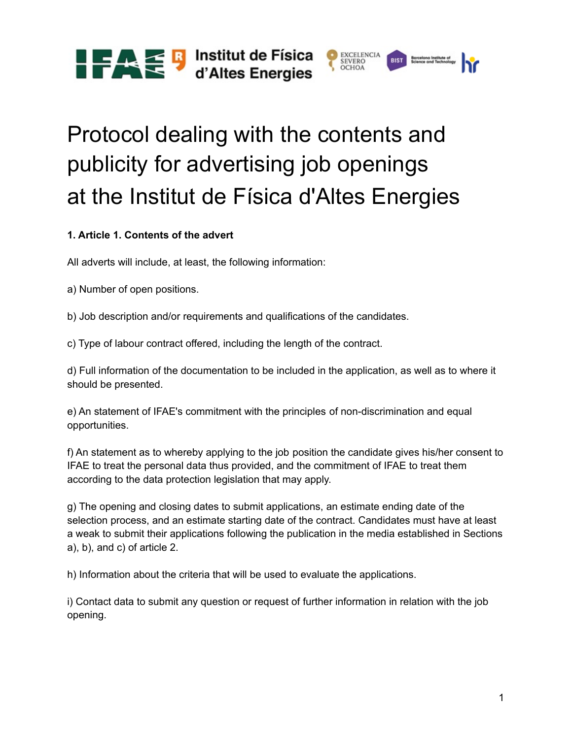# Protocol dealing with the contents and publicity for advertising job openings at the Institut de Física d'Altes Energies

**1. Article 1. Contents of the advert**

All adverts will include, at least, the following information:

a) Number of open positions.

b) Job description and/or requirements and qualifications of the candidates.

c) Type of labour contract offered, including the length of the contract.

d) Full information of the documentation to be included in the application, as well as to where it should be presented.

e) An statement of IFAE's commitment with the principles of non-discrimination and equal opportunities.

f) An statement as to whereby applying to the job position the candidate gives his/her consent to IFAE to treat the personal data thus provided, and the commitment of IFAE to treat them according to the data protection legislation that may apply.

g) The opening and closing dates to submit applications, an estimate ending date of the selection process, and an estimate starting date of the contract. Candidates must have at least a weak to submit their applications following the publication in the media established in Sections a), b), and c) of article 2.

h) Information about the criteria that will be used to evaluate the applications.

i) Contact data to submit any question or request of further information in relation with the job opening.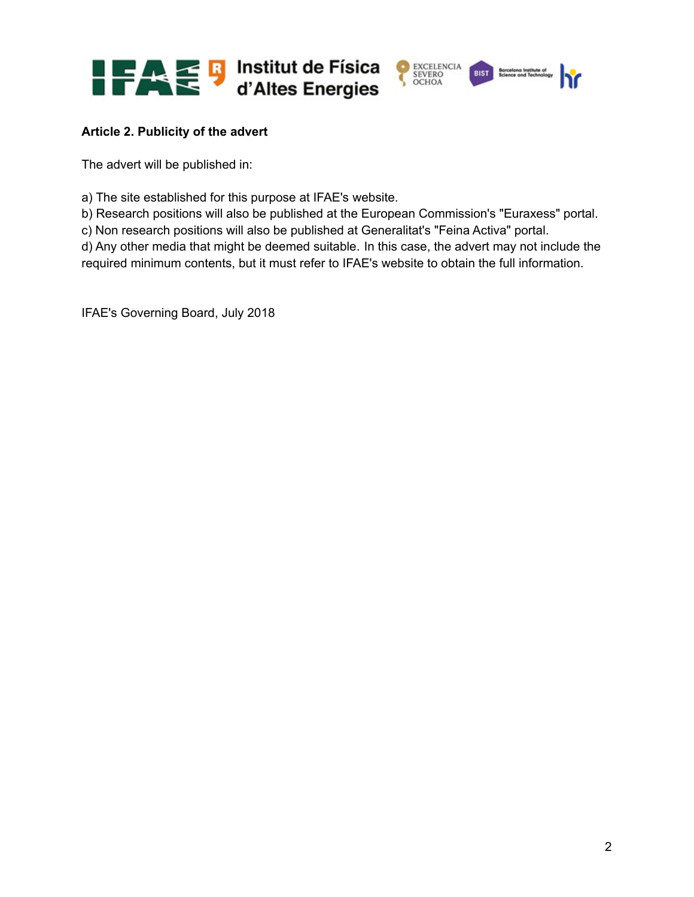**Article 2. Publicity of the advert**

The advert will be published in:

a) The site established for this purpose at IFAE's website.
b) Research positions will also be published at the European Commission's "Euraxess" portal.
c) Non research positions will also be published at Generalitat's "Feina Activa" portal.
d) Any other media that might be deemed suitable. In this case, the advert may not include the required minimum contents, but it must refer to IFAE's website to obtain the full information.

IFAE's Governing Board, July 2018